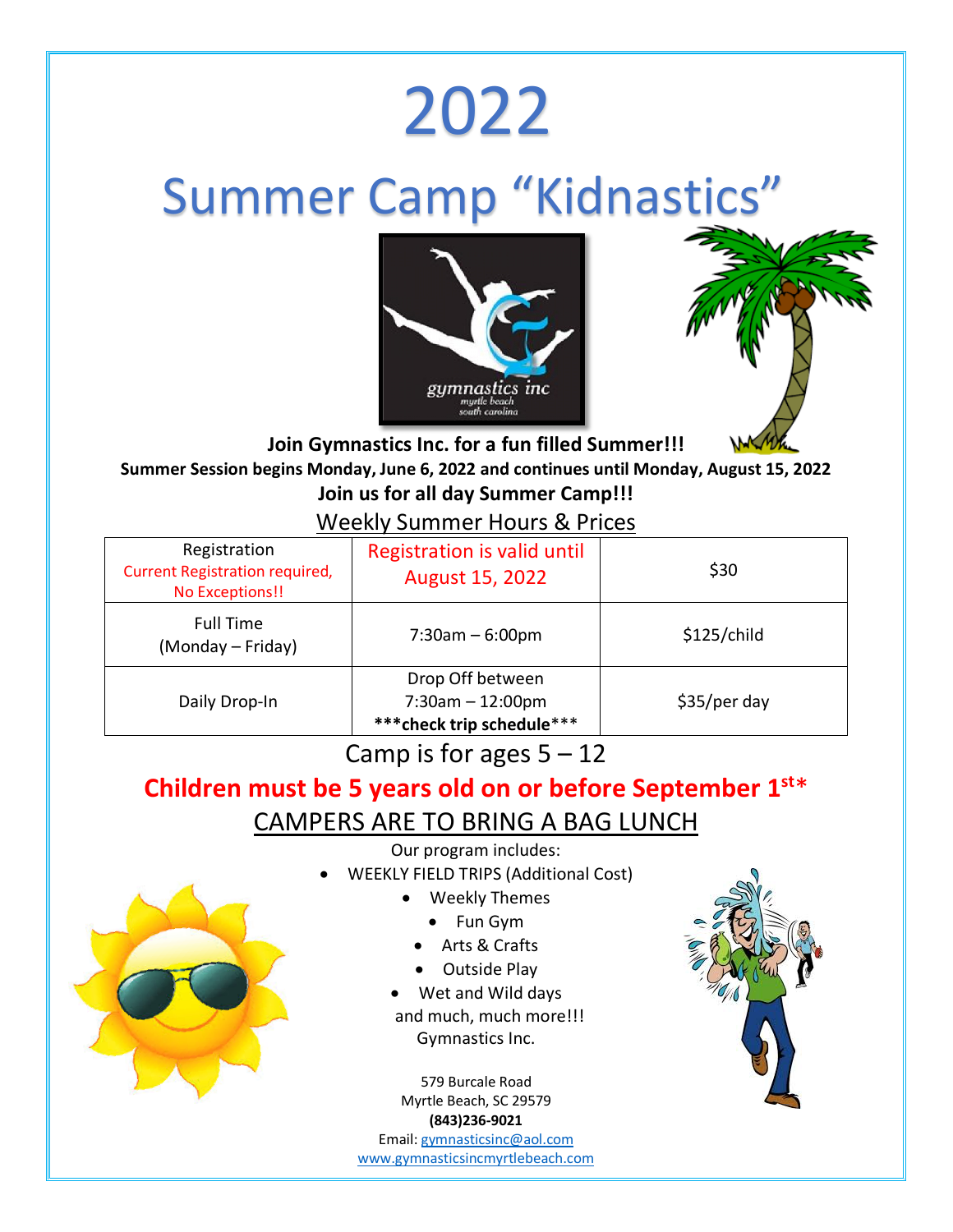# 2022

# Summer Camp “Kidnastics”

**Join Gymnastics Inc. for a fun filled Summer!!!**

**Summer Session begins Monday, June 6, 2022 and continues until Monday, August 15, 2022**

**Join us for all day Summer Camp!!!**

## Weekly Summer Hours & Prices

| | | |
|---|---|---|
| Registration<br>Current Registration required, No Exceptions!! | Registration is valid until August 15, 2022 | $30 |
| Full Time<br>(Monday – Friday) | 7:30am – 6:00pm | $125/child |
| Daily Drop-In | Drop Off between<br>7:30am – 12:00pm<br>**\*\*\*check trip schedule\*\*\*** | $35/per day |

Camp is for ages 5 – 12

**Children must be 5 years old on or before September 1st\***

CAMPERS ARE TO BRING A BAG LUNCH

Our program includes:

- WEEKLY FIELD TRIPS (Additional Cost)
- Weekly Themes
- Fun Gym
- Arts & Crafts
- Outside Play
- Wet and Wild days

and much, much more!!!

Gymnastics Inc.

579 Burcale Road
Myrtle Beach, SC 29579
**(843)236-9021**
Email: gymnasticsinc@aol.com
www.gymnasticsincmyrtlebeach.com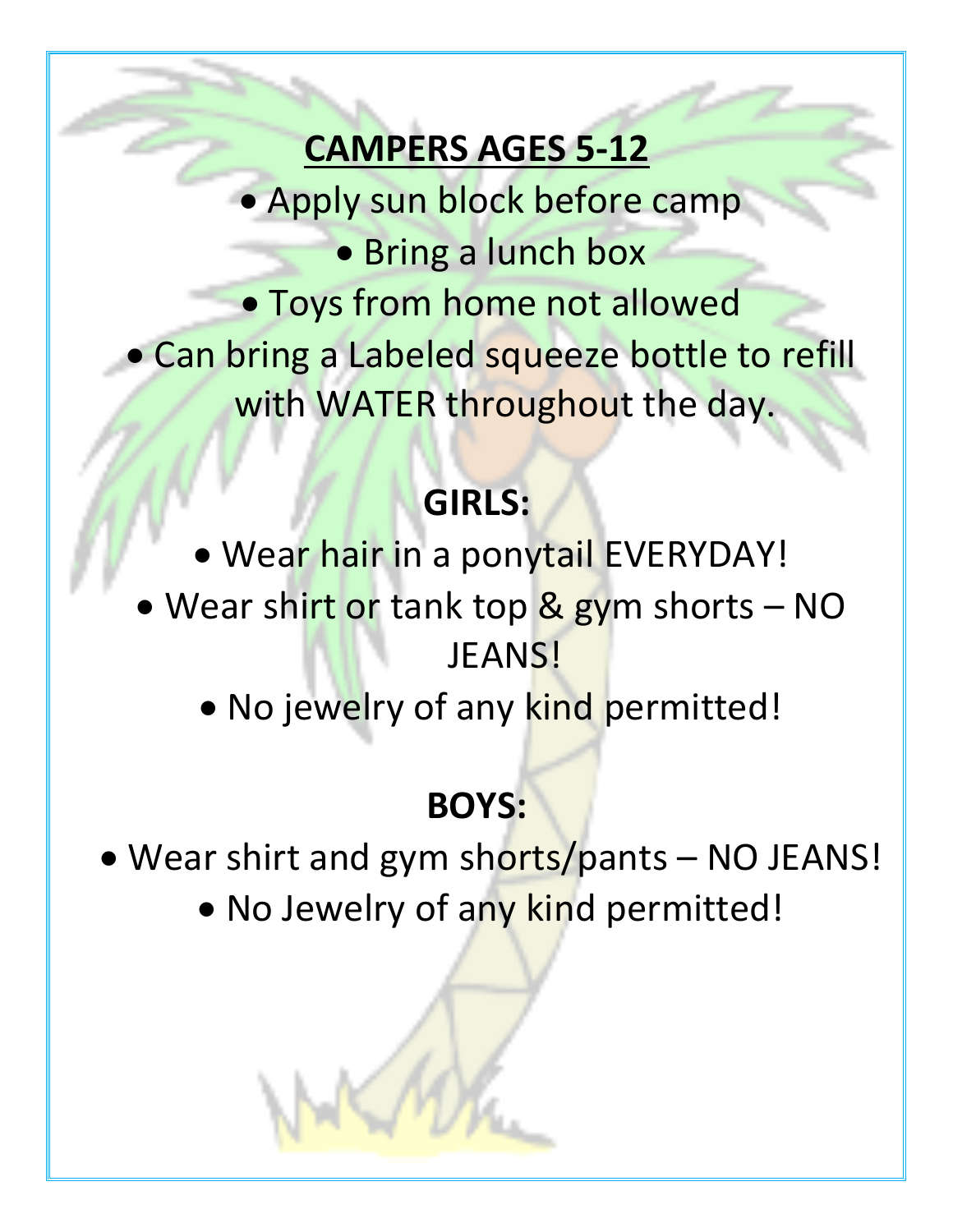## CAMPERS AGES 5-12

- Apply sun block before camp
- Bring a lunch box
- Toys from home not allowed
- Can bring a Labeled squeeze bottle to refill with WATER throughout the day.

## GIRLS:

- Wear hair in a ponytail EVERYDAY!
- Wear shirt or tank top & gym shorts – NO JEANS!
- No jewelry of any kind permitted!

## BOYS:

- Wear shirt and gym shorts/pants – NO JEANS!
- No Jewelry of any kind permitted!